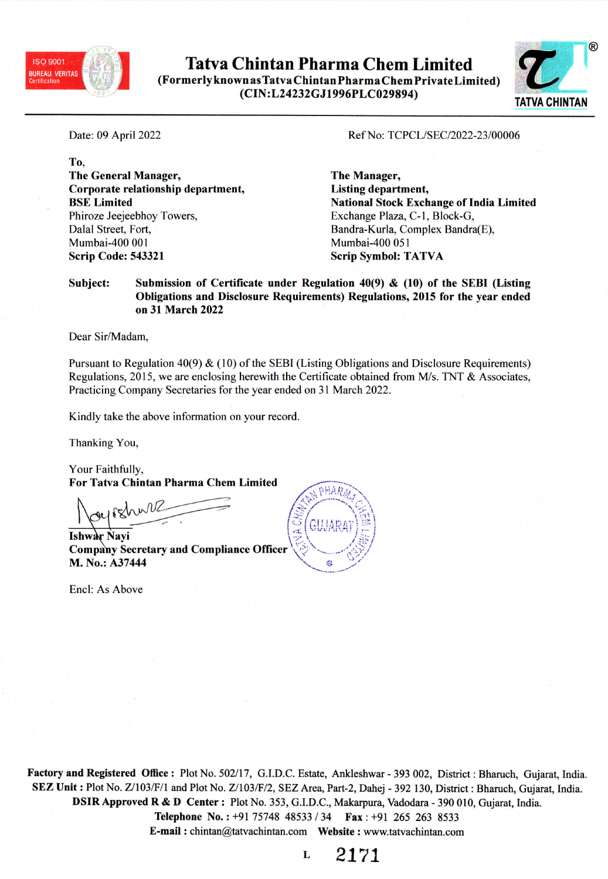# Tatva Chintan Pharma Chem Limited

**(Formerly known as Tatva Chintan Pharma Chem Private Limited)**
**(CIN:L24232GJ1996PLC029894)**

Date: 09 April 2022

Ref No: TCPCL/SEC/2022-23/00006

**To,**

**The General Manager,**
**Corporate relationship department,**
**BSE Limited**
Phiroze Jeejeebhoy Towers,
Dalal Street, Fort,
Mumbai-400 001
**Scrip Code: 543321**

**The Manager,**
**Listing department,**
**National Stock Exchange of India Limited**
Exchange Plaza, C-1, Block-G,
Bandra-Kurla, Complex Bandra(E),
Mumbai-400 051
**Scrip Symbol: TATVA**

**Subject: Submission of Certificate under Regulation 40(9) & (10) of the SEBI (Listing Obligations and Disclosure Requirements) Regulations, 2015 for the year ended on 31 March 2022**

Dear Sir/Madam,

Pursuant to Regulation 40(9) & (10) of the SEBI (Listing Obligations and Disclosure Requirements) Regulations, 2015, we are enclosing herewith the Certificate obtained from M/s. TNT & Associates, Practicing Company Secretaries for the year ended on 31 March 2022.

Kindly take the above information on your record.

Thanking You,

Your Faithfully,
**For Tatva Chintan Pharma Chem Limited**

**Ishwar Nayi**
**Company Secretary and Compliance Officer**
**M. No.: A37444**

Encl: As Above

**Factory and Registered Office :** Plot No. 502/17, G.I.D.C. Estate, Ankleshwar - 393 002, District : Bharuch, Gujarat, India.
**SEZ Unit :** Plot No. Z/103/F/1 and Plot No. Z/103/F/2, SEZ Area, Part-2, Dahej - 392 130, District : Bharuch, Gujarat, India.
**DSIR Approved R & D Center :** Plot No. 353, G.I.D.C., Makarpura, Vadodara - 390 010, Gujarat, India.
**Telephone No. :** +91 75748 48533 / 34 **Fax :** +91 265 263 8533
**E-mail :** chintan@tatvachintan.com **Website :** www.tatvachintan.com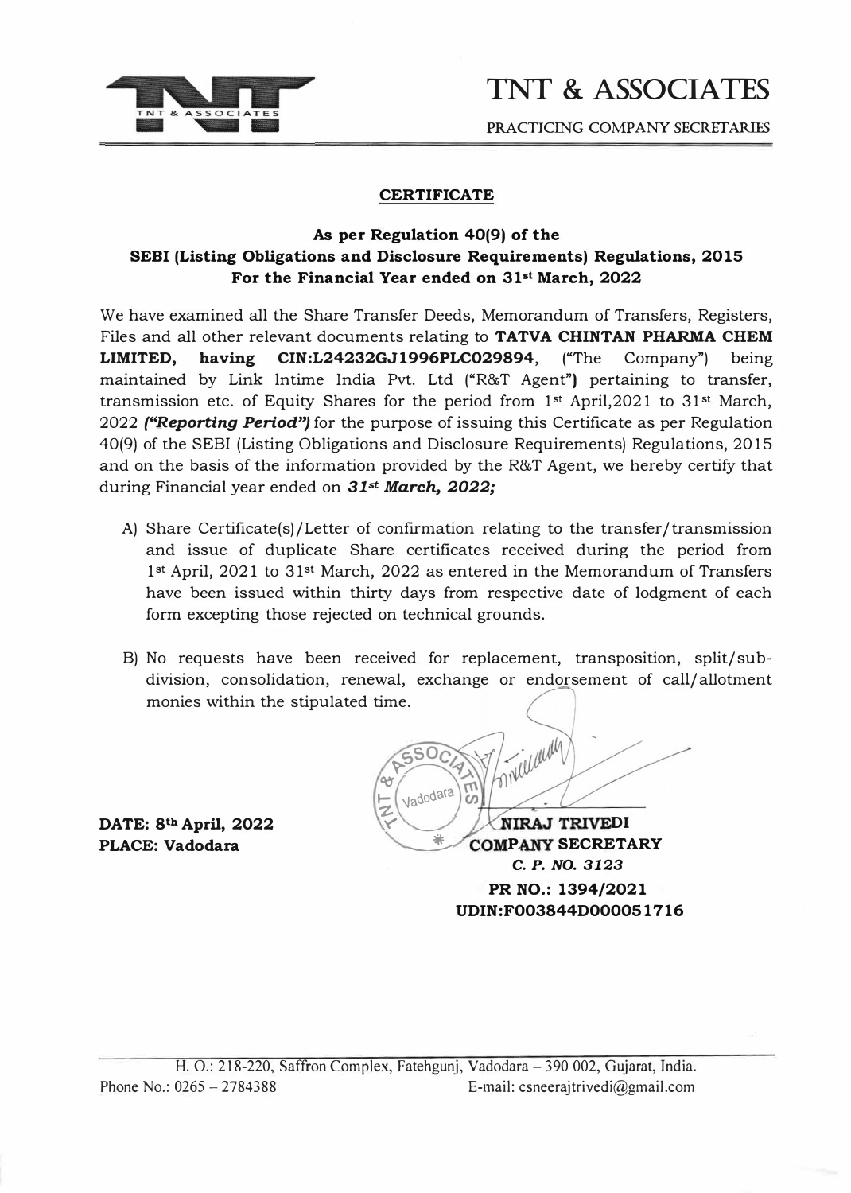# TNT & ASSOCIATES

PRACTICING COMPANY SECRETARIES

## CERTIFICATE

### As per Regulation 40(9) of the SEBI (Listing Obligations and Disclosure Requirements) Regulations, 2015 For the Financial Year ended on 31st March, 2022

We have examined all the Share Transfer Deeds, Memorandum of Transfers, Registers, Files and all other relevant documents relating to **TATVA CHINTAN PHARMA CHEM LIMITED, having CIN:L24232GJ1996PLC029894**, ("The Company") being maintained by Link Intime India Pvt. Ltd ("R&T Agent") pertaining to transfer, transmission etc. of Equity Shares for the period from 1st April,2021 to 31st March, 2022 ***("Reporting Period")*** for the purpose of issuing this Certificate as per Regulation 40(9) of the SEBI (Listing Obligations and Disclosure Requirements) Regulations, 2015 and on the basis of the information provided by the R&T Agent, we hereby certify that during Financial year ended on ***31st March, 2022;***

A) Share Certificate(s)/Letter of confirmation relating to the transfer/transmission and issue of duplicate Share certificates received during the period from 1st April, 2021 to 31st March, 2022 as entered in the Memorandum of Transfers have been issued within thirty days from respective date of lodgment of each form excepting those rejected on technical grounds.

B) No requests have been received for replacement, transposition, split/sub-division, consolidation, renewal, exchange or endorsement of call/allotment monies within the stipulated time.

**DATE: 8th April, 2022**
**PLACE: Vadodara**

**NIRAJ TRIVEDI**
**COMPANY SECRETARY**
***C. P. NO. 3123***
**PR NO.: 1394/2021**
**UDIN:F003844D000051716**

H. O.: 218-220, Saffron Complex, Fatehgunj, Vadodara – 390 002, Gujarat, India.
Phone No.: 0265 – 2784388 E-mail: csneerajtrivedi@gmail.com